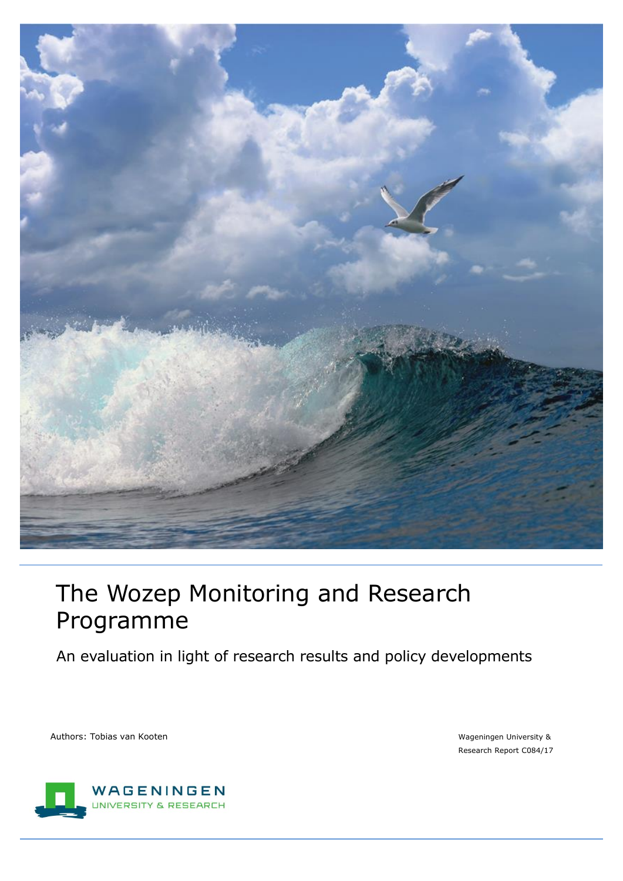# The Wozep Monitoring and Research Programme

An evaluation in light of research results and policy developments

Authors: Tobias van Kooten

Wageningen University & Research Report C084/17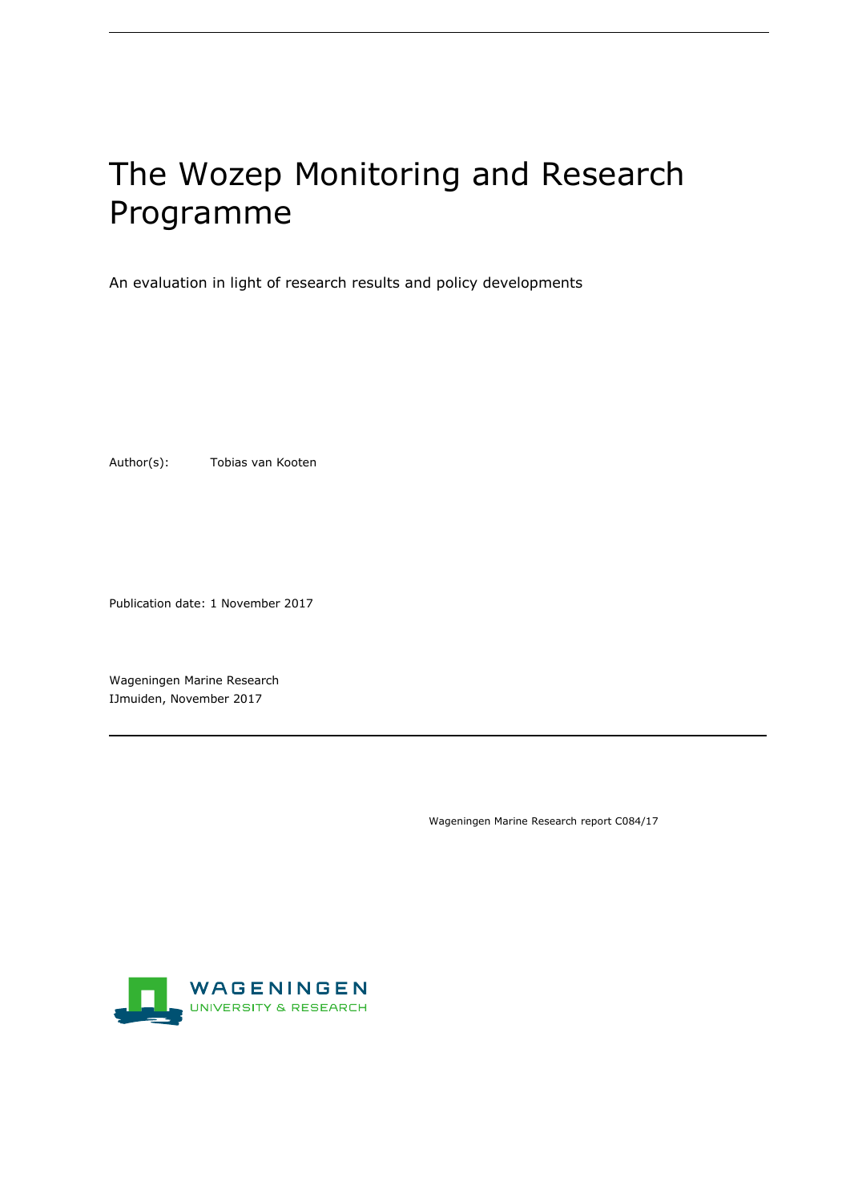# The Wozep Monitoring and Research Programme

An evaluation in light of research results and policy developments

Author(s): Tobias van Kooten

Publication date: 1 November 2017

Wageningen Marine Research
IJmuiden, November 2017

Wageningen Marine Research report C084/17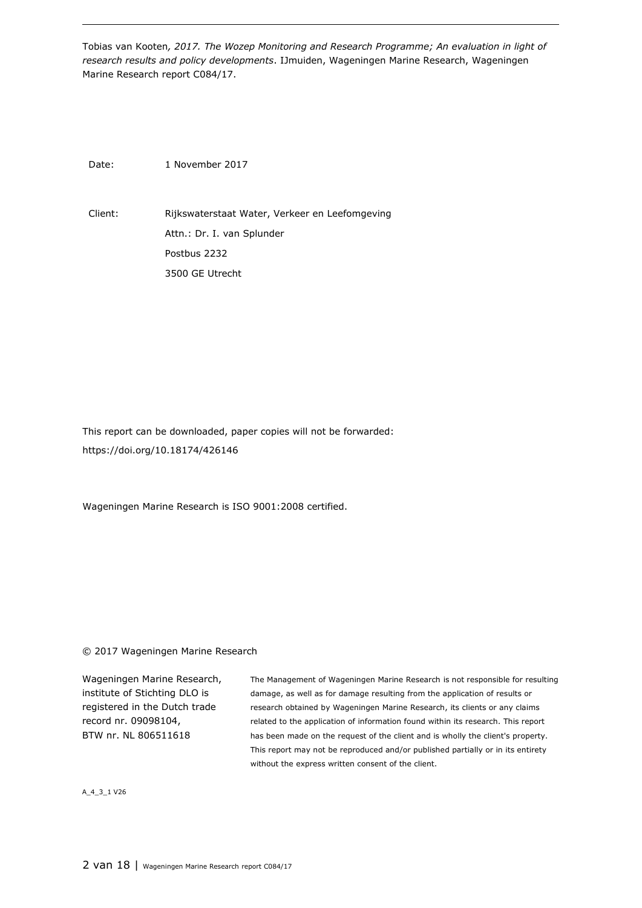Tobias van Kooten*, 2017. The Wozep Monitoring and Research Programme; An evaluation in light of research results and policy developments*. IJmuiden, Wageningen Marine Research, Wageningen Marine Research report C084/17.

Date: 1 November 2017

Client: Rijkswaterstaat Water, Verkeer en Leefomgeving
Attn.: Dr. I. van Splunder
Postbus 2232
3500 GE Utrecht

This report can be downloaded, paper copies will not be forwarded:
https://doi.org/10.18174/426146

Wageningen Marine Research is ISO 9001:2008 certified.

© 2017 Wageningen Marine Research

Wageningen Marine Research, institute of Stichting DLO is registered in the Dutch trade record nr. 09098104, BTW nr. NL 806511618

The Management of Wageningen Marine Research is not responsible for resulting damage, as well as for damage resulting from the application of results or research obtained by Wageningen Marine Research, its clients or any claims related to the application of information found within its research. This report has been made on the request of the client and is wholly the client's property. This report may not be reproduced and/or published partially or in its entirety without the express written consent of the client.

A_4_3_1 V26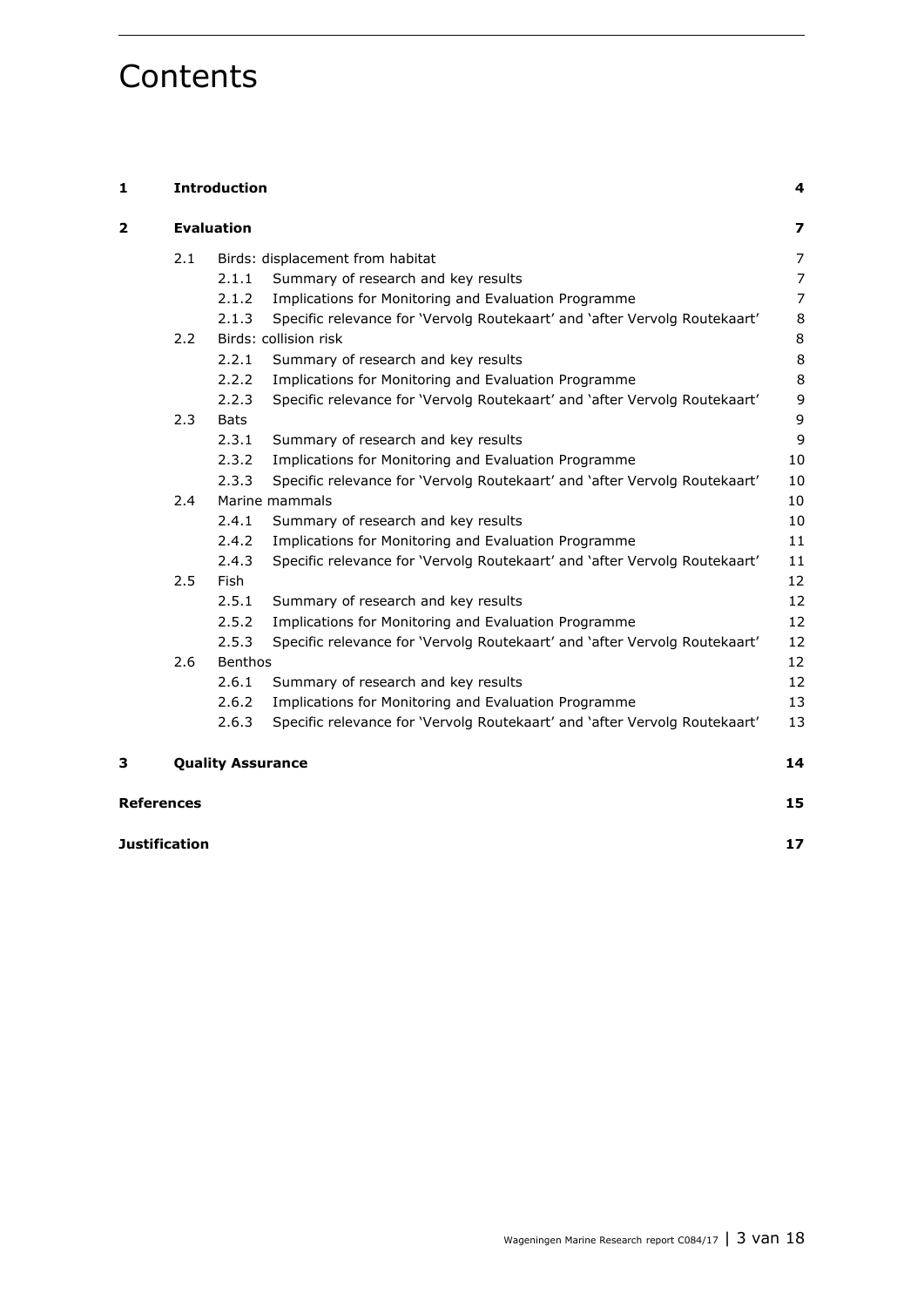# Contents

| | | |
|---|---|---|
| **1** | **Introduction** | **4** |
| **2** | **Evaluation** | **7** |
| 2.1 | Birds: displacement from habitat | 7 |
| 2.1.1 | Summary of research and key results | 7 |
| 2.1.2 | Implications for Monitoring and Evaluation Programme | 7 |
| 2.1.3 | Specific relevance for 'Vervolg Routekaart' and 'after Vervolg Routekaart' | 8 |
| 2.2 | Birds: collision risk | 8 |
| 2.2.1 | Summary of research and key results | 8 |
| 2.2.2 | Implications for Monitoring and Evaluation Programme | 8 |
| 2.2.3 | Specific relevance for 'Vervolg Routekaart' and 'after Vervolg Routekaart' | 9 |
| 2.3 | Bats | 9 |
| 2.3.1 | Summary of research and key results | 9 |
| 2.3.2 | Implications for Monitoring and Evaluation Programme | 10 |
| 2.3.3 | Specific relevance for 'Vervolg Routekaart' and 'after Vervolg Routekaart' | 10 |
| 2.4 | Marine mammals | 10 |
| 2.4.1 | Summary of research and key results | 10 |
| 2.4.2 | Implications for Monitoring and Evaluation Programme | 11 |
| 2.4.3 | Specific relevance for 'Vervolg Routekaart' and 'after Vervolg Routekaart' | 11 |
| 2.5 | Fish | 12 |
| 2.5.1 | Summary of research and key results | 12 |
| 2.5.2 | Implications for Monitoring and Evaluation Programme | 12 |
| 2.5.3 | Specific relevance for 'Vervolg Routekaart' and 'after Vervolg Routekaart' | 12 |
| 2.6 | Benthos | 12 |
| 2.6.1 | Summary of research and key results | 12 |
| 2.6.2 | Implications for Monitoring and Evaluation Programme | 13 |
| 2.6.3 | Specific relevance for 'Vervolg Routekaart' and 'after Vervolg Routekaart' | 13 |
| **3** | **Quality Assurance** | **14** |
| **References** | | **15** |
| **Justification** | | **17** |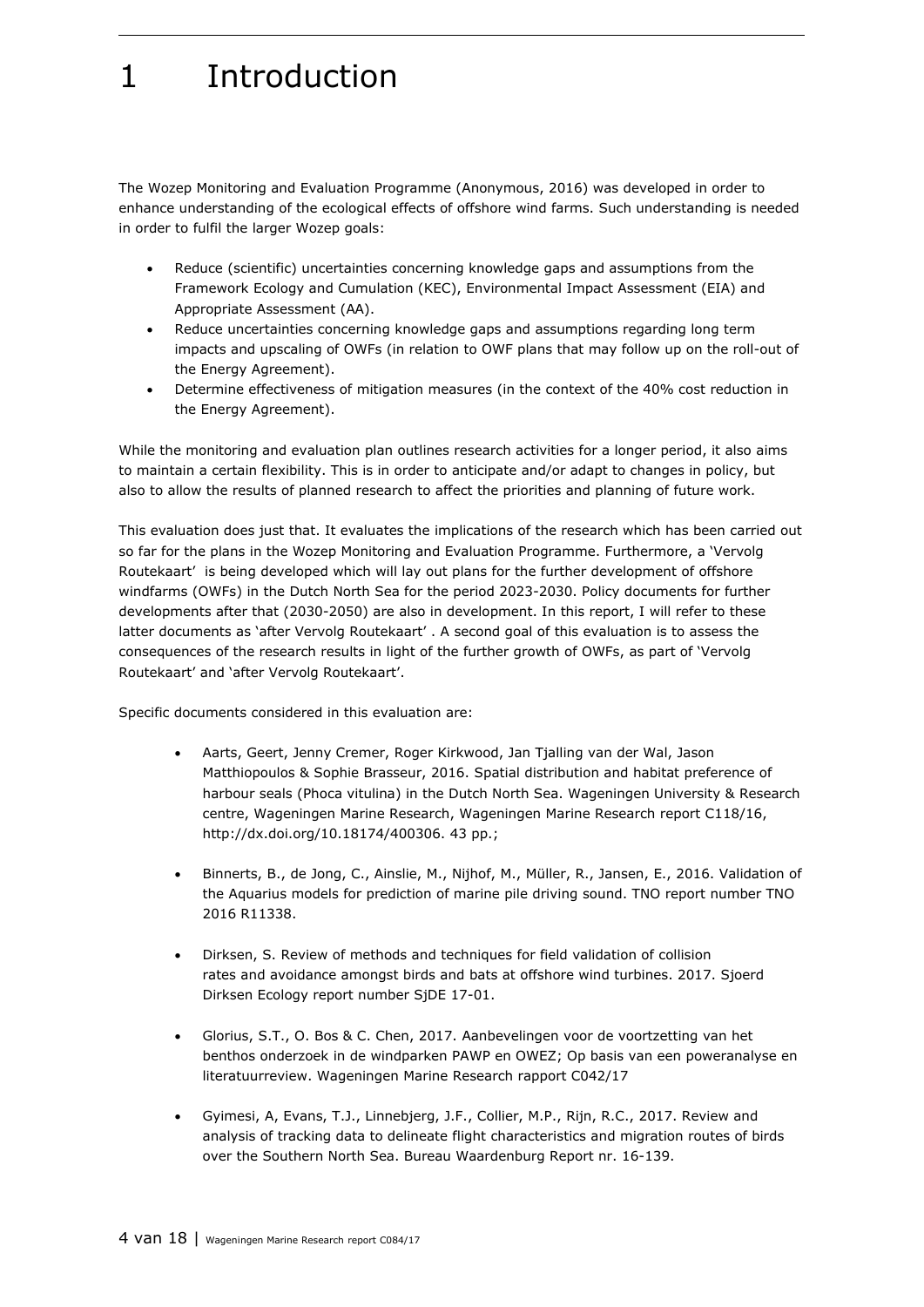# 1 Introduction

The Wozep Monitoring and Evaluation Programme (Anonymous, 2016) was developed in order to enhance understanding of the ecological effects of offshore wind farms. Such understanding is needed in order to fulfil the larger Wozep goals:

- Reduce (scientific) uncertainties concerning knowledge gaps and assumptions from the Framework Ecology and Cumulation (KEC), Environmental Impact Assessment (EIA) and Appropriate Assessment (AA).
- Reduce uncertainties concerning knowledge gaps and assumptions regarding long term impacts and upscaling of OWFs (in relation to OWF plans that may follow up on the roll-out of the Energy Agreement).
- Determine effectiveness of mitigation measures (in the context of the 40% cost reduction in the Energy Agreement).

While the monitoring and evaluation plan outlines research activities for a longer period, it also aims to maintain a certain flexibility. This is in order to anticipate and/or adapt to changes in policy, but also to allow the results of planned research to affect the priorities and planning of future work.

This evaluation does just that. It evaluates the implications of the research which has been carried out so far for the plans in the Wozep Monitoring and Evaluation Programme. Furthermore, a 'Vervolg Routekaart' is being developed which will lay out plans for the further development of offshore windfarms (OWFs) in the Dutch North Sea for the period 2023-2030. Policy documents for further developments after that (2030-2050) are also in development. In this report, I will refer to these latter documents as 'after Vervolg Routekaart' . A second goal of this evaluation is to assess the consequences of the research results in light of the further growth of OWFs, as part of 'Vervolg Routekaart' and 'after Vervolg Routekaart'.

Specific documents considered in this evaluation are:

- Aarts, Geert, Jenny Cremer, Roger Kirkwood, Jan Tjalling van der Wal, Jason Matthiopoulos & Sophie Brasseur, 2016. Spatial distribution and habitat preference of harbour seals (Phoca vitulina) in the Dutch North Sea. Wageningen University & Research centre, Wageningen Marine Research, Wageningen Marine Research report C118/16, http://dx.doi.org/10.18174/400306. 43 pp.;

- Binnerts, B., de Jong, C., Ainslie, M., Nijhof, M., Müller, R., Jansen, E., 2016. Validation of the Aquarius models for prediction of marine pile driving sound. TNO report number TNO 2016 R11338.

- Dirksen, S. Review of methods and techniques for field validation of collision rates and avoidance amongst birds and bats at offshore wind turbines. 2017. Sjoerd Dirksen Ecology report number SjDE 17-01.

- Glorius, S.T., O. Bos & C. Chen, 2017. Aanbevelingen voor de voortzetting van het benthos onderzoek in de windparken PAWP en OWEZ; Op basis van een poweranalyse en literatuurreview. Wageningen Marine Research rapport C042/17

- Gyimesi, A, Evans, T.J., Linnebjerg, J.F., Collier, M.P., Rijn, R.C., 2017. Review and analysis of tracking data to delineate flight characteristics and migration routes of birds over the Southern North Sea. Bureau Waardenburg Report nr. 16-139.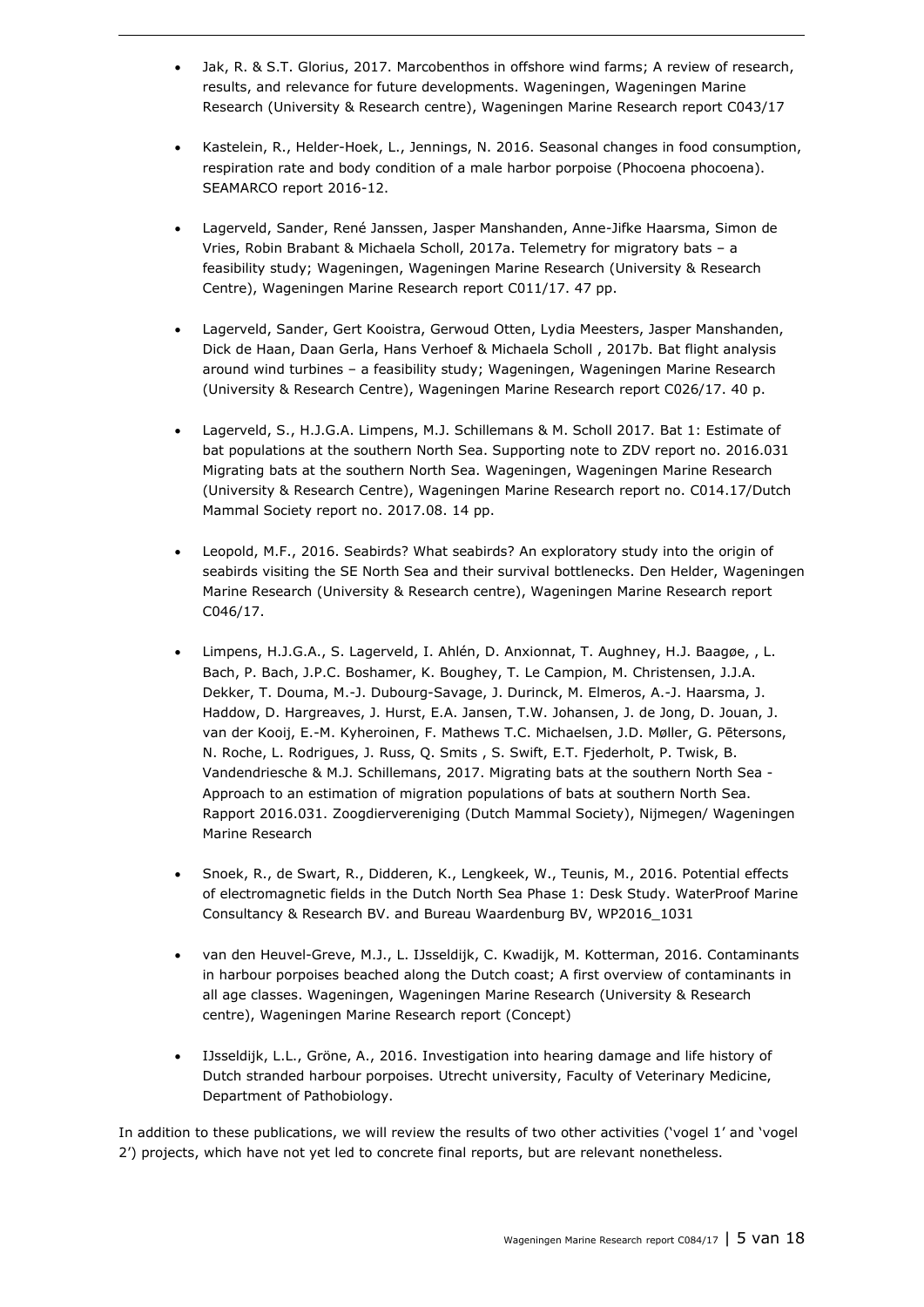- Jak, R. & S.T. Glorius, 2017. Marcobenthos in offshore wind farms; A review of research, results, and relevance for future developments. Wageningen, Wageningen Marine Research (University & Research centre), Wageningen Marine Research report C043/17

- Kastelein, R., Helder-Hoek, L., Jennings, N. 2016. Seasonal changes in food consumption, respiration rate and body condition of a male harbor porpoise (Phocoena phocoena). SEAMARCO report 2016-12.

- Lagerveld, Sander, René Janssen, Jasper Manshanden, Anne-Jifke Haarsma, Simon de Vries, Robin Brabant & Michaela Scholl, 2017a. Telemetry for migratory bats – a feasibility study; Wageningen, Wageningen Marine Research (University & Research Centre), Wageningen Marine Research report C011/17. 47 pp.

- Lagerveld, Sander, Gert Kooistra, Gerwoud Otten, Lydia Meesters, Jasper Manshanden, Dick de Haan, Daan Gerla, Hans Verhoef & Michaela Scholl , 2017b. Bat flight analysis around wind turbines – a feasibility study; Wageningen, Wageningen Marine Research (University & Research Centre), Wageningen Marine Research report C026/17. 40 p.

- Lagerveld, S., H.J.G.A. Limpens, M.J. Schillemans & M. Scholl 2017. Bat 1: Estimate of bat populations at the southern North Sea. Supporting note to ZDV report no. 2016.031 Migrating bats at the southern North Sea. Wageningen, Wageningen Marine Research (University & Research Centre), Wageningen Marine Research report no. C014.17/Dutch Mammal Society report no. 2017.08. 14 pp.

- Leopold, M.F., 2016. Seabirds? What seabirds? An exploratory study into the origin of seabirds visiting the SE North Sea and their survival bottlenecks. Den Helder, Wageningen Marine Research (University & Research centre), Wageningen Marine Research report C046/17.

- Limpens, H.J.G.A., S. Lagerveld, I. Ahlén, D. Anxionnat, T. Aughney, H.J. Baagøe, , L. Bach, P. Bach, J.P.C. Boshamer, K. Boughey, T. Le Campion, M. Christensen, J.J.A. Dekker, T. Douma, M.-J. Dubourg-Savage, J. Durinck, M. Elmeros, A.-J. Haarsma, J. Haddow, D. Hargreaves, J. Hurst, E.A. Jansen, T.W. Johansen, J. de Jong, D. Jouan, J. van der Kooij, E.-M. Kyheroinen, F. Mathews T.C. Michaelsen, J.D. Møller, G. Pētersons, N. Roche, L. Rodrigues, J. Russ, Q. Smits , S. Swift, E.T. Fjederholt, P. Twisk, B. Vandendriesche & M.J. Schillemans, 2017. Migrating bats at the southern North Sea - Approach to an estimation of migration populations of bats at southern North Sea. Rapport 2016.031. Zoogdiervereniging (Dutch Mammal Society), Nijmegen/ Wageningen Marine Research

- Snoek, R., de Swart, R., Didderen, K., Lengkeek, W., Teunis, M., 2016. Potential effects of electromagnetic fields in the Dutch North Sea Phase 1: Desk Study. WaterProof Marine Consultancy & Research BV. and Bureau Waardenburg BV, WP2016_1031

- van den Heuvel-Greve, M.J., L. IJsseldijk, C. Kwadijk, M. Kotterman, 2016. Contaminants in harbour porpoises beached along the Dutch coast; A first overview of contaminants in all age classes. Wageningen, Wageningen Marine Research (University & Research centre), Wageningen Marine Research report (Concept)

- IJsseldijk, L.L., Gröne, A., 2016. Investigation into hearing damage and life history of Dutch stranded harbour porpoises. Utrecht university, Faculty of Veterinary Medicine, Department of Pathobiology.

In addition to these publications, we will review the results of two other activities ('vogel 1' and 'vogel 2') projects, which have not yet led to concrete final reports, but are relevant nonetheless.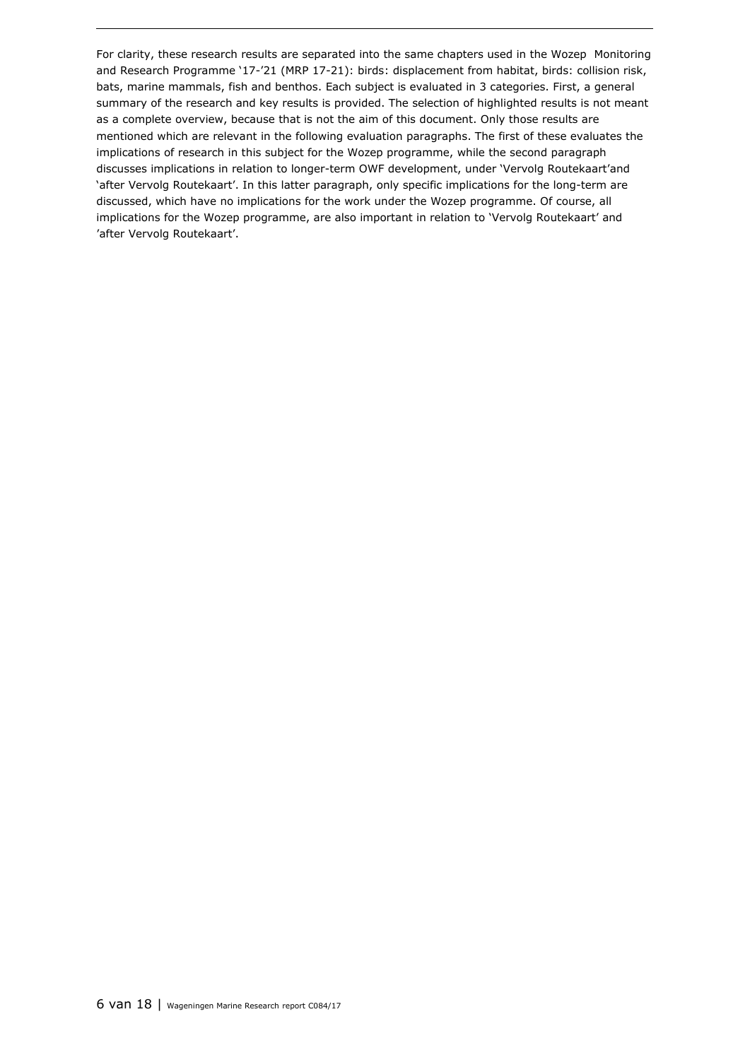For clarity, these research results are separated into the same chapters used in the Wozep Monitoring and Research Programme '17-'21 (MRP 17-21): birds: displacement from habitat, birds: collision risk, bats, marine mammals, fish and benthos. Each subject is evaluated in 3 categories. First, a general summary of the research and key results is provided. The selection of highlighted results is not meant as a complete overview, because that is not the aim of this document. Only those results are mentioned which are relevant in the following evaluation paragraphs. The first of these evaluates the implications of research in this subject for the Wozep programme, while the second paragraph discusses implications in relation to longer-term OWF development, under 'Vervolg Routekaart'and 'after Vervolg Routekaart'. In this latter paragraph, only specific implications for the long-term are discussed, which have no implications for the work under the Wozep programme. Of course, all implications for the Wozep programme, are also important in relation to 'Vervolg Routekaart' and 'after Vervolg Routekaart'.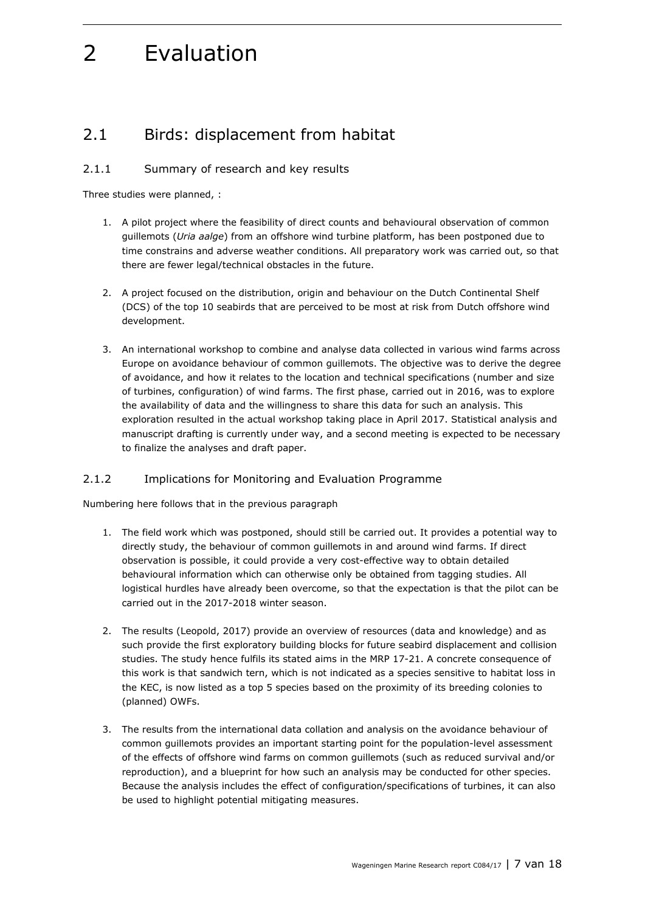# 2 Evaluation

## 2.1 Birds: displacement from habitat

### 2.1.1 Summary of research and key results

Three studies were planned, :

1. A pilot project where the feasibility of direct counts and behavioural observation of common guillemots (*Uria aalge*) from an offshore wind turbine platform, has been postponed due to time constrains and adverse weather conditions. All preparatory work was carried out, so that there are fewer legal/technical obstacles in the future.

2. A project focused on the distribution, origin and behaviour on the Dutch Continental Shelf (DCS) of the top 10 seabirds that are perceived to be most at risk from Dutch offshore wind development.

3. An international workshop to combine and analyse data collected in various wind farms across Europe on avoidance behaviour of common guillemots. The objective was to derive the degree of avoidance, and how it relates to the location and technical specifications (number and size of turbines, configuration) of wind farms. The first phase, carried out in 2016, was to explore the availability of data and the willingness to share this data for such an analysis. This exploration resulted in the actual workshop taking place in April 2017. Statistical analysis and manuscript drafting is currently under way, and a second meeting is expected to be necessary to finalize the analyses and draft paper.

### 2.1.2 Implications for Monitoring and Evaluation Programme

Numbering here follows that in the previous paragraph

1. The field work which was postponed, should still be carried out. It provides a potential way to directly study, the behaviour of common guillemots in and around wind farms. If direct observation is possible, it could provide a very cost-effective way to obtain detailed behavioural information which can otherwise only be obtained from tagging studies. All logistical hurdles have already been overcome, so that the expectation is that the pilot can be carried out in the 2017-2018 winter season.

2. The results (Leopold, 2017) provide an overview of resources (data and knowledge) and as such provide the first exploratory building blocks for future seabird displacement and collision studies. The study hence fulfils its stated aims in the MRP 17-21. A concrete consequence of this work is that sandwich tern, which is not indicated as a species sensitive to habitat loss in the KEC, is now listed as a top 5 species based on the proximity of its breeding colonies to (planned) OWFs.

3. The results from the international data collation and analysis on the avoidance behaviour of common guillemots provides an important starting point for the population-level assessment of the effects of offshore wind farms on common guillemots (such as reduced survival and/or reproduction), and a blueprint for how such an analysis may be conducted for other species. Because the analysis includes the effect of configuration/specifications of turbines, it can also be used to highlight potential mitigating measures.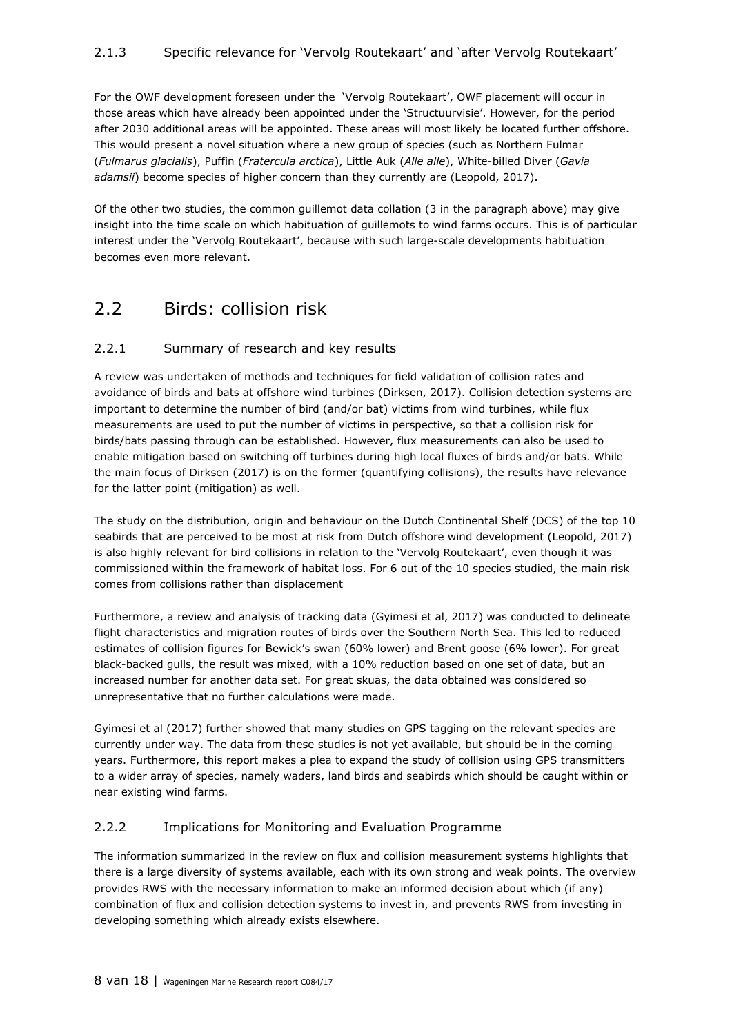### 2.1.3 Specific relevance for 'Vervolg Routekaart' and 'after Vervolg Routekaart'

For the OWF development foreseen under the 'Vervolg Routekaart', OWF placement will occur in those areas which have already been appointed under the 'Structuurvisie'. However, for the period after 2030 additional areas will be appointed. These areas will most likely be located further offshore. This would present a novel situation where a new group of species (such as Northern Fulmar (*Fulmarus glacialis*), Puffin (*Fratercula arctica*), Little Auk (*Alle alle*), White-billed Diver (*Gavia adamsii*) become species of higher concern than they currently are (Leopold, 2017).

Of the other two studies, the common guillemot data collation (3 in the paragraph above) may give insight into the time scale on which habituation of guillemots to wind farms occurs. This is of particular interest under the 'Vervolg Routekaart', because with such large-scale developments habituation becomes even more relevant.

## 2.2 Birds: collision risk

### 2.2.1 Summary of research and key results

A review was undertaken of methods and techniques for field validation of collision rates and avoidance of birds and bats at offshore wind turbines (Dirksen, 2017). Collision detection systems are important to determine the number of bird (and/or bat) victims from wind turbines, while flux measurements are used to put the number of victims in perspective, so that a collision risk for birds/bats passing through can be established. However, flux measurements can also be used to enable mitigation based on switching off turbines during high local fluxes of birds and/or bats. While the main focus of Dirksen (2017) is on the former (quantifying collisions), the results have relevance for the latter point (mitigation) as well.

The study on the distribution, origin and behaviour on the Dutch Continental Shelf (DCS) of the top 10 seabirds that are perceived to be most at risk from Dutch offshore wind development (Leopold, 2017) is also highly relevant for bird collisions in relation to the 'Vervolg Routekaart', even though it was commissioned within the framework of habitat loss. For 6 out of the 10 species studied, the main risk comes from collisions rather than displacement

Furthermore, a review and analysis of tracking data (Gyimesi et al, 2017) was conducted to delineate flight characteristics and migration routes of birds over the Southern North Sea. This led to reduced estimates of collision figures for Bewick's swan (60% lower) and Brent goose (6% lower). For great black-backed gulls, the result was mixed, with a 10% reduction based on one set of data, but an increased number for another data set. For great skuas, the data obtained was considered so unrepresentative that no further calculations were made.

Gyimesi et al (2017) further showed that many studies on GPS tagging on the relevant species are currently under way. The data from these studies is not yet available, but should be in the coming years. Furthermore, this report makes a plea to expand the study of collision using GPS transmitters to a wider array of species, namely waders, land birds and seabirds which should be caught within or near existing wind farms.

### 2.2.2 Implications for Monitoring and Evaluation Programme

The information summarized in the review on flux and collision measurement systems highlights that there is a large diversity of systems available, each with its own strong and weak points. The overview provides RWS with the necessary information to make an informed decision about which (if any) combination of flux and collision detection systems to invest in, and prevents RWS from investing in developing something which already exists elsewhere.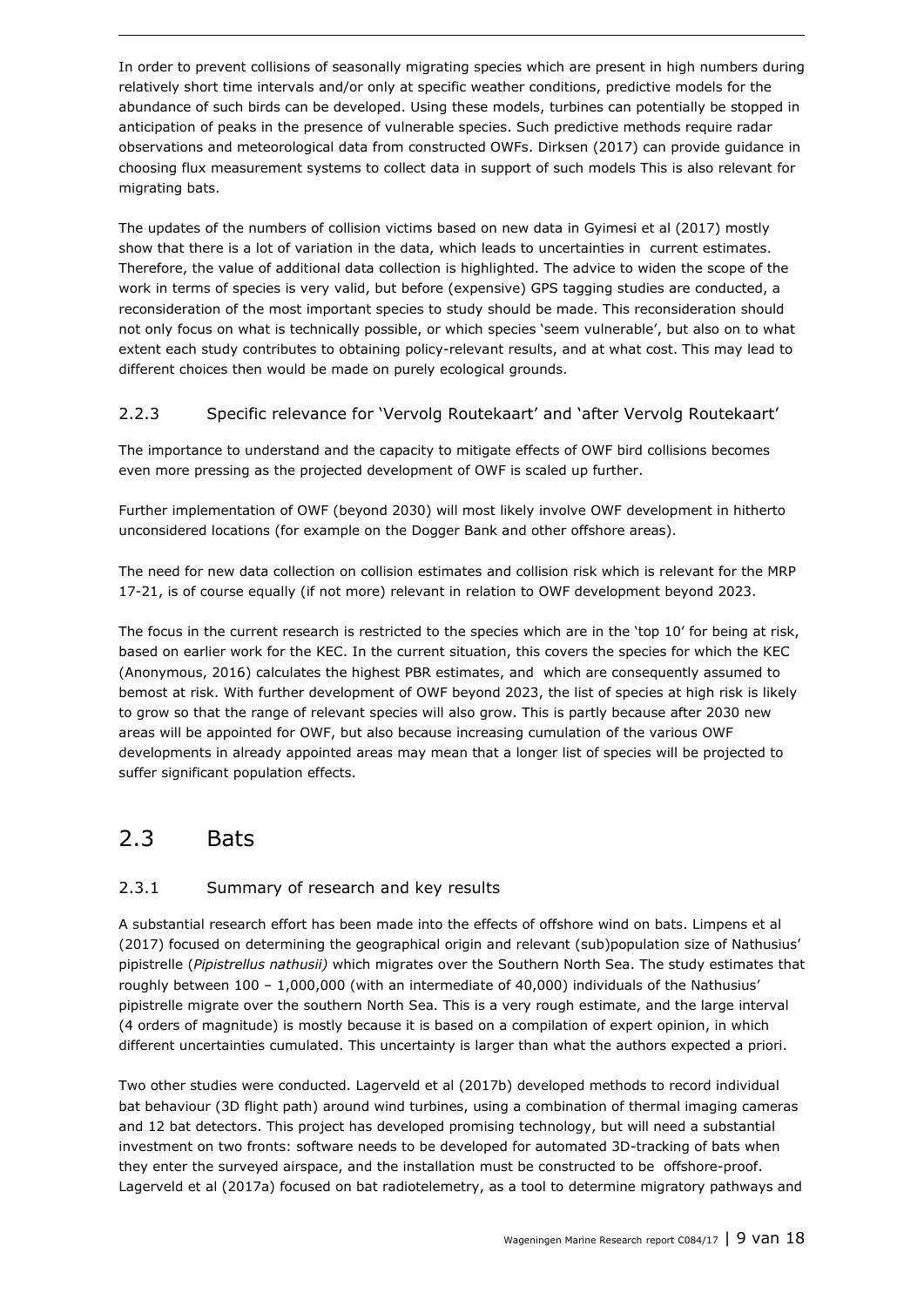In order to prevent collisions of seasonally migrating species which are present in high numbers during relatively short time intervals and/or only at specific weather conditions, predictive models for the abundance of such birds can be developed. Using these models, turbines can potentially be stopped in anticipation of peaks in the presence of vulnerable species. Such predictive methods require radar observations and meteorological data from constructed OWFs. Dirksen (2017) can provide guidance in choosing flux measurement systems to collect data in support of such models This is also relevant for migrating bats.

The updates of the numbers of collision victims based on new data in Gyimesi et al (2017) mostly show that there is a lot of variation in the data, which leads to uncertainties in current estimates. Therefore, the value of additional data collection is highlighted. The advice to widen the scope of the work in terms of species is very valid, but before (expensive) GPS tagging studies are conducted, a reconsideration of the most important species to study should be made. This reconsideration should not only focus on what is technically possible, or which species 'seem vulnerable', but also on to what extent each study contributes to obtaining policy-relevant results, and at what cost. This may lead to different choices then would be made on purely ecological grounds.

### 2.2.3 Specific relevance for 'Vervolg Routekaart' and 'after Vervolg Routekaart'

The importance to understand and the capacity to mitigate effects of OWF bird collisions becomes even more pressing as the projected development of OWF is scaled up further.

Further implementation of OWF (beyond 2030) will most likely involve OWF development in hitherto unconsidered locations (for example on the Dogger Bank and other offshore areas).

The need for new data collection on collision estimates and collision risk which is relevant for the MRP 17-21, is of course equally (if not more) relevant in relation to OWF development beyond 2023.

The focus in the current research is restricted to the species which are in the 'top 10' for being at risk, based on earlier work for the KEC. In the current situation, this covers the species for which the KEC (Anonymous, 2016) calculates the highest PBR estimates, and which are consequently assumed to bemost at risk. With further development of OWF beyond 2023, the list of species at high risk is likely to grow so that the range of relevant species will also grow. This is partly because after 2030 new areas will be appointed for OWF, but also because increasing cumulation of the various OWF developments in already appointed areas may mean that a longer list of species will be projected to suffer significant population effects.

## 2.3 Bats

### 2.3.1 Summary of research and key results

A substantial research effort has been made into the effects of offshore wind on bats. Limpens et al (2017) focused on determining the geographical origin and relevant (sub)population size of Nathusius' pipistrelle (*Pipistrellus nathusii)* which migrates over the Southern North Sea. The study estimates that roughly between 100 – 1,000,000 (with an intermediate of 40,000) individuals of the Nathusius' pipistrelle migrate over the southern North Sea. This is a very rough estimate, and the large interval (4 orders of magnitude) is mostly because it is based on a compilation of expert opinion, in which different uncertainties cumulated. This uncertainty is larger than what the authors expected a priori.

Two other studies were conducted. Lagerveld et al (2017b) developed methods to record individual bat behaviour (3D flight path) around wind turbines, using a combination of thermal imaging cameras and 12 bat detectors. This project has developed promising technology, but will need a substantial investment on two fronts: software needs to be developed for automated 3D-tracking of bats when they enter the surveyed airspace, and the installation must be constructed to be offshore-proof. Lagerveld et al (2017a) focused on bat radiotelemetry, as a tool to determine migratory pathways and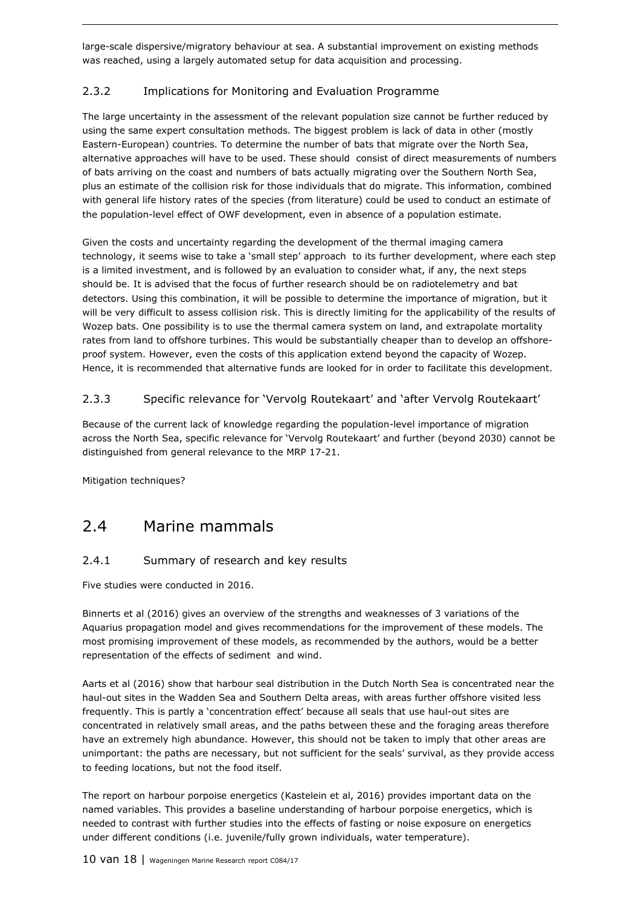large-scale dispersive/migratory behaviour at sea. A substantial improvement on existing methods was reached, using a largely automated setup for data acquisition and processing.

### 2.3.2 Implications for Monitoring and Evaluation Programme

The large uncertainty in the assessment of the relevant population size cannot be further reduced by using the same expert consultation methods. The biggest problem is lack of data in other (mostly Eastern-European) countries. To determine the number of bats that migrate over the North Sea, alternative approaches will have to be used. These should consist of direct measurements of numbers of bats arriving on the coast and numbers of bats actually migrating over the Southern North Sea, plus an estimate of the collision risk for those individuals that do migrate. This information, combined with general life history rates of the species (from literature) could be used to conduct an estimate of the population-level effect of OWF development, even in absence of a population estimate.

Given the costs and uncertainty regarding the development of the thermal imaging camera technology, it seems wise to take a 'small step' approach to its further development, where each step is a limited investment, and is followed by an evaluation to consider what, if any, the next steps should be. It is advised that the focus of further research should be on radiotelemetry and bat detectors. Using this combination, it will be possible to determine the importance of migration, but it will be very difficult to assess collision risk. This is directly limiting for the applicability of the results of Wozep bats. One possibility is to use the thermal camera system on land, and extrapolate mortality rates from land to offshore turbines. This would be substantially cheaper than to develop an offshore-proof system. However, even the costs of this application extend beyond the capacity of Wozep. Hence, it is recommended that alternative funds are looked for in order to facilitate this development.

### 2.3.3 Specific relevance for 'Vervolg Routekaart' and 'after Vervolg Routekaart'

Because of the current lack of knowledge regarding the population-level importance of migration across the North Sea, specific relevance for 'Vervolg Routekaart' and further (beyond 2030) cannot be distinguished from general relevance to the MRP 17-21.

Mitigation techniques?

## 2.4 Marine mammals

### 2.4.1 Summary of research and key results

Five studies were conducted in 2016.

Binnerts et al (2016) gives an overview of the strengths and weaknesses of 3 variations of the Aquarius propagation model and gives recommendations for the improvement of these models. The most promising improvement of these models, as recommended by the authors, would be a better representation of the effects of sediment and wind.

Aarts et al (2016) show that harbour seal distribution in the Dutch North Sea is concentrated near the haul-out sites in the Wadden Sea and Southern Delta areas, with areas further offshore visited less frequently. This is partly a 'concentration effect' because all seals that use haul-out sites are concentrated in relatively small areas, and the paths between these and the foraging areas therefore have an extremely high abundance. However, this should not be taken to imply that other areas are unimportant: the paths are necessary, but not sufficient for the seals' survival, as they provide access to feeding locations, but not the food itself.

The report on harbour porpoise energetics (Kastelein et al, 2016) provides important data on the named variables. This provides a baseline understanding of harbour porpoise energetics, which is needed to contrast with further studies into the effects of fasting or noise exposure on energetics under different conditions (i.e. juvenile/fully grown individuals, water temperature).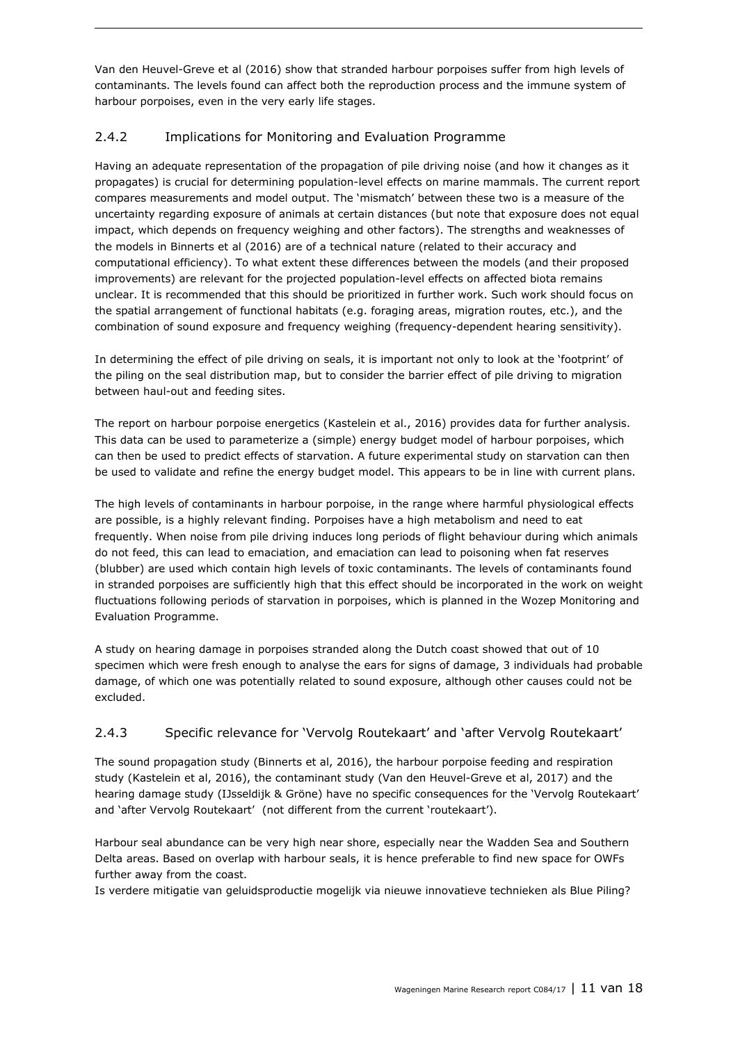Van den Heuvel-Greve et al (2016) show that stranded harbour porpoises suffer from high levels of contaminants. The levels found can affect both the reproduction process and the immune system of harbour porpoises, even in the very early life stages.

### 2.4.2 Implications for Monitoring and Evaluation Programme

Having an adequate representation of the propagation of pile driving noise (and how it changes as it propagates) is crucial for determining population-level effects on marine mammals. The current report compares measurements and model output. The 'mismatch' between these two is a measure of the uncertainty regarding exposure of animals at certain distances (but note that exposure does not equal impact, which depends on frequency weighing and other factors). The strengths and weaknesses of the models in Binnerts et al (2016) are of a technical nature (related to their accuracy and computational efficiency). To what extent these differences between the models (and their proposed improvements) are relevant for the projected population-level effects on affected biota remains unclear. It is recommended that this should be prioritized in further work. Such work should focus on the spatial arrangement of functional habitats (e.g. foraging areas, migration routes, etc.), and the combination of sound exposure and frequency weighing (frequency-dependent hearing sensitivity).

In determining the effect of pile driving on seals, it is important not only to look at the 'footprint' of the piling on the seal distribution map, but to consider the barrier effect of pile driving to migration between haul-out and feeding sites.

The report on harbour porpoise energetics (Kastelein et al., 2016) provides data for further analysis. This data can be used to parameterize a (simple) energy budget model of harbour porpoises, which can then be used to predict effects of starvation. A future experimental study on starvation can then be used to validate and refine the energy budget model. This appears to be in line with current plans.

The high levels of contaminants in harbour porpoise, in the range where harmful physiological effects are possible, is a highly relevant finding. Porpoises have a high metabolism and need to eat frequently. When noise from pile driving induces long periods of flight behaviour during which animals do not feed, this can lead to emaciation, and emaciation can lead to poisoning when fat reserves (blubber) are used which contain high levels of toxic contaminants. The levels of contaminants found in stranded porpoises are sufficiently high that this effect should be incorporated in the work on weight fluctuations following periods of starvation in porpoises, which is planned in the Wozep Monitoring and Evaluation Programme.

A study on hearing damage in porpoises stranded along the Dutch coast showed that out of 10 specimen which were fresh enough to analyse the ears for signs of damage, 3 individuals had probable damage, of which one was potentially related to sound exposure, although other causes could not be excluded.

### 2.4.3 Specific relevance for 'Vervolg Routekaart' and 'after Vervolg Routekaart'

The sound propagation study (Binnerts et al, 2016), the harbour porpoise feeding and respiration study (Kastelein et al, 2016), the contaminant study (Van den Heuvel-Greve et al, 2017) and the hearing damage study (IJsseldijk & Gröne) have no specific consequences for the 'Vervolg Routekaart' and 'after Vervolg Routekaart' (not different from the current 'routekaart').

Harbour seal abundance can be very high near shore, especially near the Wadden Sea and Southern Delta areas. Based on overlap with harbour seals, it is hence preferable to find new space for OWFs further away from the coast.
Is verdere mitigatie van geluidsproductie mogelijk via nieuwe innovatieve technieken als Blue Piling?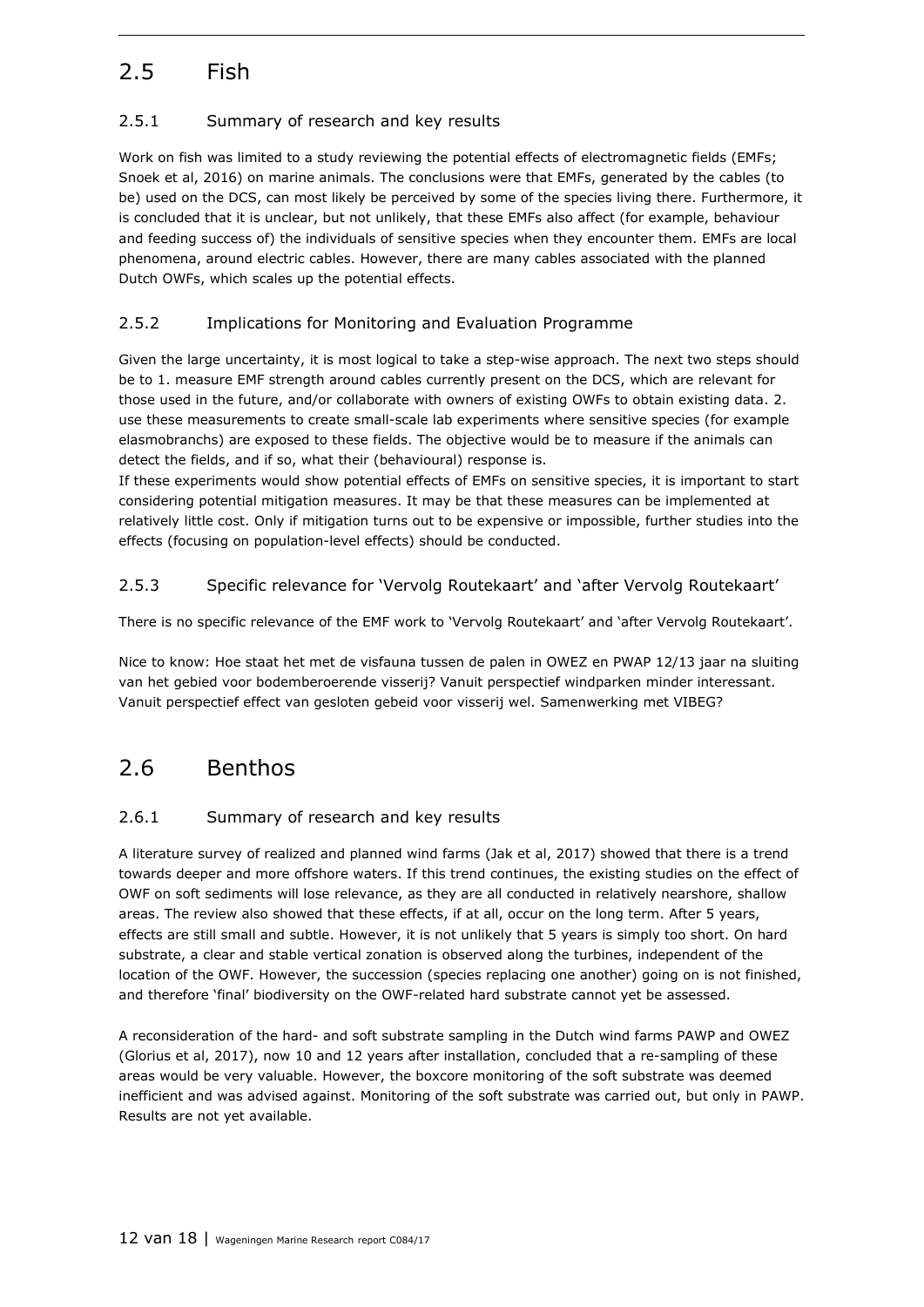## 2.5 Fish

### 2.5.1 Summary of research and key results

Work on fish was limited to a study reviewing the potential effects of electromagnetic fields (EMFs; Snoek et al, 2016) on marine animals. The conclusions were that EMFs, generated by the cables (to be) used on the DCS, can most likely be perceived by some of the species living there. Furthermore, it is concluded that it is unclear, but not unlikely, that these EMFs also affect (for example, behaviour and feeding success of) the individuals of sensitive species when they encounter them. EMFs are local phenomena, around electric cables. However, there are many cables associated with the planned Dutch OWFs, which scales up the potential effects.

### 2.5.2 Implications for Monitoring and Evaluation Programme

Given the large uncertainty, it is most logical to take a step-wise approach. The next two steps should be to 1. measure EMF strength around cables currently present on the DCS, which are relevant for those used in the future, and/or collaborate with owners of existing OWFs to obtain existing data. 2. use these measurements to create small-scale lab experiments where sensitive species (for example elasmobranchs) are exposed to these fields. The objective would be to measure if the animals can detect the fields, and if so, what their (behavioural) response is.
If these experiments would show potential effects of EMFs on sensitive species, it is important to start considering potential mitigation measures. It may be that these measures can be implemented at relatively little cost. Only if mitigation turns out to be expensive or impossible, further studies into the effects (focusing on population-level effects) should be conducted.

### 2.5.3 Specific relevance for 'Vervolg Routekaart' and 'after Vervolg Routekaart'

There is no specific relevance of the EMF work to 'Vervolg Routekaart' and 'after Vervolg Routekaart'.

Nice to know: Hoe staat het met de visfauna tussen de palen in OWEZ en PWAP 12/13 jaar na sluiting van het gebied voor bodemberoerende visserij? Vanuit perspectief windparken minder interessant. Vanuit perspectief effect van gesloten gebeid voor visserij wel. Samenwerking met VIBEG?

## 2.6 Benthos

### 2.6.1 Summary of research and key results

A literature survey of realized and planned wind farms (Jak et al, 2017) showed that there is a trend towards deeper and more offshore waters. If this trend continues, the existing studies on the effect of OWF on soft sediments will lose relevance, as they are all conducted in relatively nearshore, shallow areas. The review also showed that these effects, if at all, occur on the long term. After 5 years, effects are still small and subtle. However, it is not unlikely that 5 years is simply too short. On hard substrate, a clear and stable vertical zonation is observed along the turbines, independent of the location of the OWF. However, the succession (species replacing one another) going on is not finished, and therefore 'final' biodiversity on the OWF-related hard substrate cannot yet be assessed.

A reconsideration of the hard- and soft substrate sampling in the Dutch wind farms PAWP and OWEZ (Glorius et al, 2017), now 10 and 12 years after installation, concluded that a re-sampling of these areas would be very valuable. However, the boxcore monitoring of the soft substrate was deemed inefficient and was advised against. Monitoring of the soft substrate was carried out, but only in PAWP. Results are not yet available.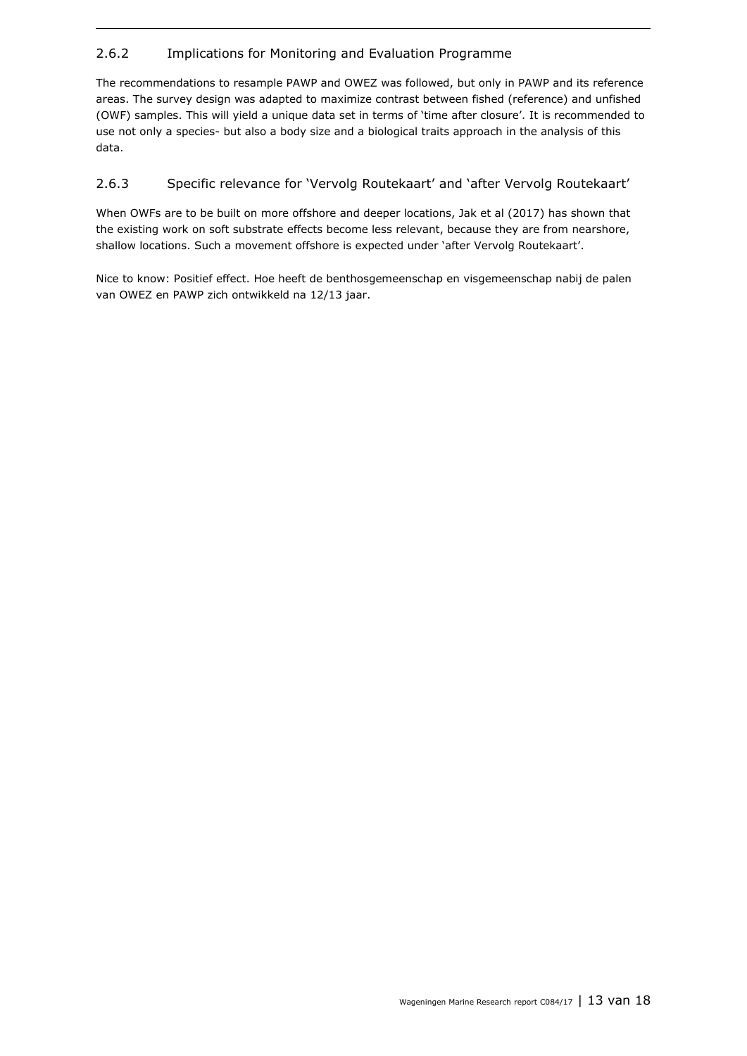### 2.6.2 Implications for Monitoring and Evaluation Programme

The recommendations to resample PAWP and OWEZ was followed, but only in PAWP and its reference areas. The survey design was adapted to maximize contrast between fished (reference) and unfished (OWF) samples. This will yield a unique data set in terms of 'time after closure'. It is recommended to use not only a species- but also a body size and a biological traits approach in the analysis of this data.

### 2.6.3 Specific relevance for 'Vervolg Routekaart' and 'after Vervolg Routekaart'

When OWFs are to be built on more offshore and deeper locations, Jak et al (2017) has shown that the existing work on soft substrate effects become less relevant, because they are from nearshore, shallow locations. Such a movement offshore is expected under 'after Vervolg Routekaart'.

Nice to know: Positief effect. Hoe heeft de benthosgemeenschap en visgemeenschap nabij de palen van OWEZ en PAWP zich ontwikkeld na 12/13 jaar.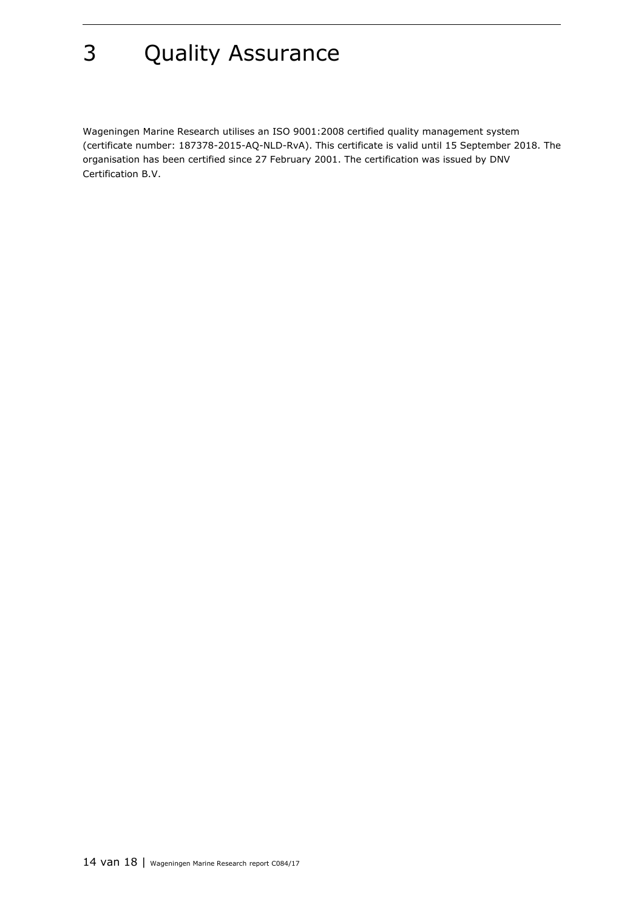# 3 Quality Assurance

Wageningen Marine Research utilises an ISO 9001:2008 certified quality management system (certificate number: 187378-2015-AQ-NLD-RvA). This certificate is valid until 15 September 2018. The organisation has been certified since 27 February 2001. The certification was issued by DNV Certification B.V.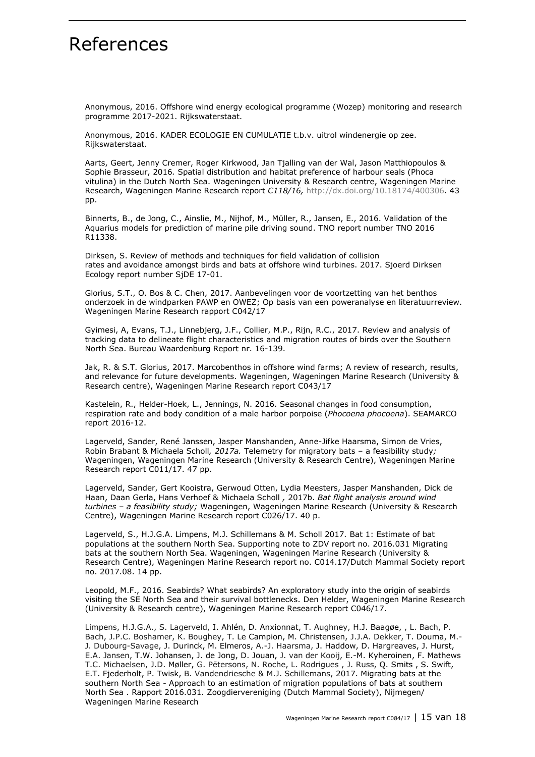# References

Anonymous, 2016. Offshore wind energy ecological programme (Wozep) monitoring and research programme 2017-2021. Rijkswaterstaat.

Anonymous, 2016. KADER ECOLOGIE EN CUMULATIE t.b.v. uitrol windenergie op zee. Rijkswaterstaat.

Aarts, Geert, Jenny Cremer, Roger Kirkwood, Jan Tjalling van der Wal, Jason Matthiopoulos & Sophie Brasseur, 2016. Spatial distribution and habitat preference of harbour seals (Phoca vitulina) in the Dutch North Sea. Wageningen University & Research centre, Wageningen Marine Research, Wageningen Marine Research report *C118/16,* http://dx.doi.org/10.18174/400306. 43 pp.

Binnerts, B., de Jong, C., Ainslie, M., Nijhof, M., Müller, R., Jansen, E., 2016. Validation of the Aquarius models for prediction of marine pile driving sound. TNO report number TNO 2016 R11338.

Dirksen, S. Review of methods and techniques for field validation of collision rates and avoidance amongst birds and bats at offshore wind turbines. 2017. Sjoerd Dirksen Ecology report number SjDE 17-01.

Glorius, S.T., O. Bos & C. Chen, 2017. Aanbevelingen voor de voortzetting van het benthos onderzoek in de windparken PAWP en OWEZ; Op basis van een poweranalyse en literatuurreview. Wageningen Marine Research rapport C042/17

Gyimesi, A, Evans, T.J., Linnebjerg, J.F., Collier, M.P., Rijn, R.C., 2017. Review and analysis of tracking data to delineate flight characteristics and migration routes of birds over the Southern North Sea. Bureau Waardenburg Report nr. 16-139.

Jak, R. & S.T. Glorius, 2017. Marcobenthos in offshore wind farms; A review of research, results, and relevance for future developments. Wageningen, Wageningen Marine Research (University & Research centre), Wageningen Marine Research report C043/17

Kastelein, R., Helder-Hoek, L., Jennings, N. 2016. Seasonal changes in food consumption, respiration rate and body condition of a male harbor porpoise (*Phocoena phocoena*). SEAMARCO report 2016-12.

Lagerveld, Sander, René Janssen, Jasper Manshanden, Anne-Jifke Haarsma, Simon de Vries, Robin Brabant & Michaela Scholl*, 2017a.* Telemetry for migratory bats – a feasibility study*;* Wageningen, Wageningen Marine Research (University & Research Centre), Wageningen Marine Research report C011/17. 47 pp.

Lagerveld, Sander, Gert Kooistra, Gerwoud Otten, Lydia Meesters, Jasper Manshanden, Dick de Haan, Daan Gerla, Hans Verhoef & Michaela Scholl *,* 2017b. *Bat flight analysis around wind turbines – a feasibility study;* Wageningen, Wageningen Marine Research (University & Research Centre), Wageningen Marine Research report C026/17. 40 p.

Lagerveld, S., H.J.G.A. Limpens, M.J. Schillemans & M. Scholl 2017. Bat 1: Estimate of bat populations at the southern North Sea. Supporting note to ZDV report no. 2016.031 Migrating bats at the southern North Sea. Wageningen, Wageningen Marine Research (University & Research Centre), Wageningen Marine Research report no. C014.17/Dutch Mammal Society report no. 2017.08. 14 pp.

Leopold, M.F., 2016. Seabirds? What seabirds? An exploratory study into the origin of seabirds visiting the SE North Sea and their survival bottlenecks. Den Helder, Wageningen Marine Research (University & Research centre), Wageningen Marine Research report C046/17.

Limpens, H.J.G.A., S. Lagerveld, I. Ahlén, D. Anxionnat, T. Aughney, H.J. Baagøe, , L. Bach, P. Bach, J.P.C. Boshamer, K. Boughey, T. Le Campion, M. Christensen, J.J.A. Dekker, T. Douma, M.-J. Dubourg-Savage, J. Durinck, M. Elmeros, A.-J. Haarsma, J. Haddow, D. Hargreaves, J. Hurst, E.A. Jansen, T.W. Johansen, J. de Jong, D. Jouan, J. van der Kooij, E.-M. Kyheroinen, F. Mathews T.C. Michaelsen, J.D. Møller, G. Pētersons, N. Roche, L. Rodrigues , J. Russ, Q. Smits , S. Swift, E.T. Fjederholt, P. Twisk, B. Vandendriesche & M.J. Schillemans, 2017. Migrating bats at the southern North Sea - Approach to an estimation of migration populations of bats at southern North Sea . Rapport 2016.031. Zoogdiervereniging (Dutch Mammal Society), Nijmegen/ Wageningen Marine Research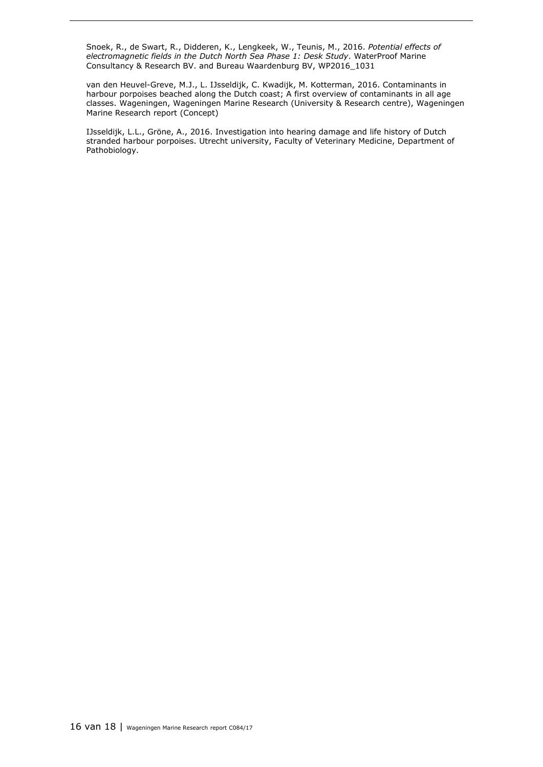Snoek, R., de Swart, R., Didderen, K., Lengkeek, W., Teunis, M., 2016. *Potential effects of electromagnetic fields in the Dutch North Sea Phase 1: Desk Study*. WaterProof Marine Consultancy & Research BV. and Bureau Waardenburg BV, WP2016_1031

van den Heuvel-Greve, M.J., L. IJsseldijk, C. Kwadijk, M. Kotterman, 2016. Contaminants in harbour porpoises beached along the Dutch coast; A first overview of contaminants in all age classes. Wageningen, Wageningen Marine Research (University & Research centre), Wageningen Marine Research report (Concept)

IJsseldijk, L.L., Gröne, A., 2016. Investigation into hearing damage and life history of Dutch stranded harbour porpoises. Utrecht university, Faculty of Veterinary Medicine, Department of Pathobiology.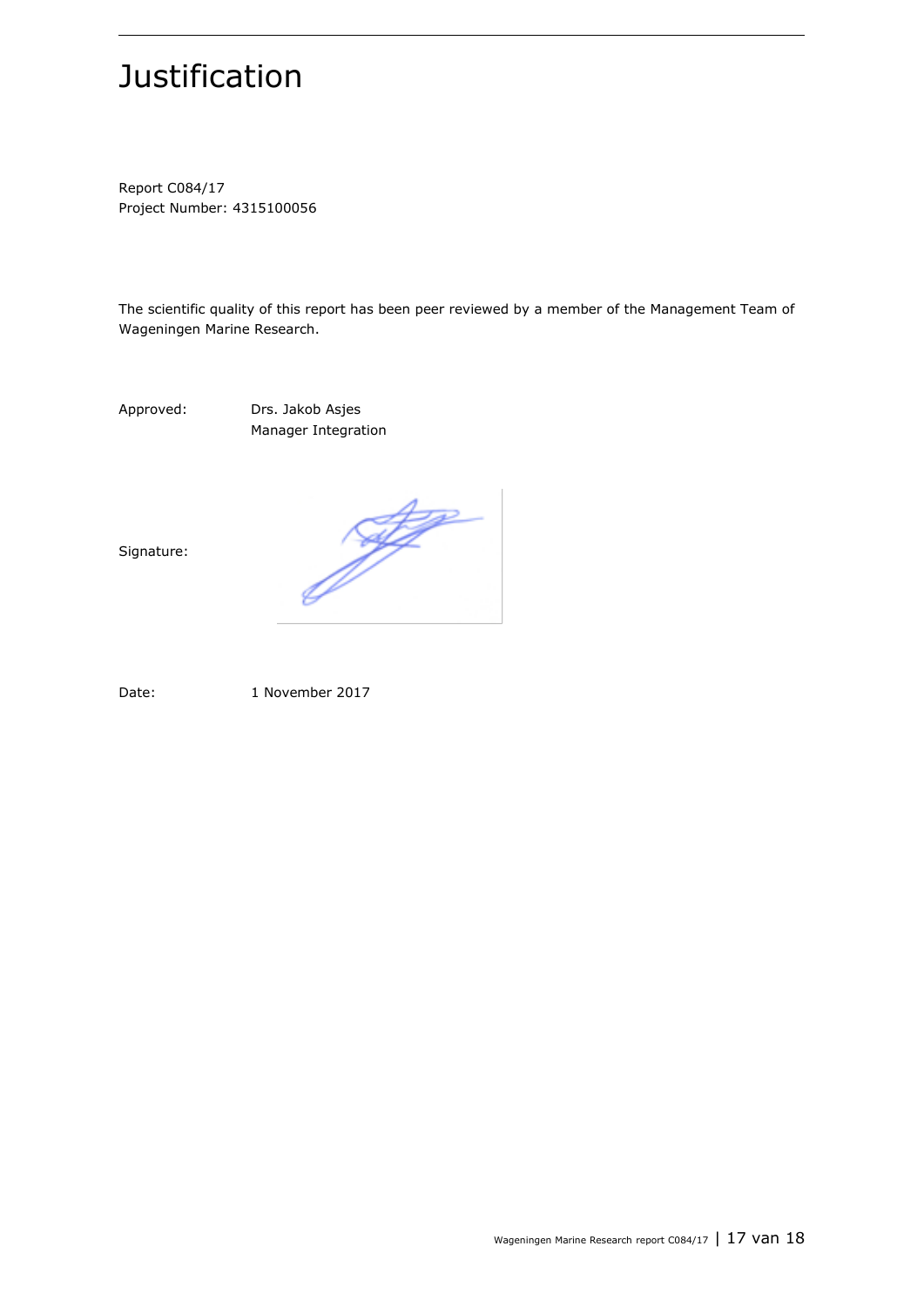# Justification

Report C084/17
Project Number: 4315100056

The scientific quality of this report has been peer reviewed by a member of the Management Team of Wageningen Marine Research.

Approved: Drs. Jakob Asjes
Manager Integration

Signature:

Date: 1 November 2017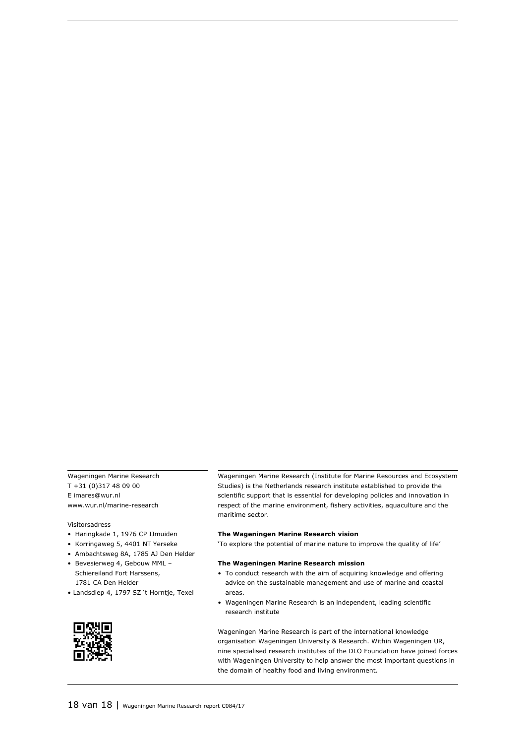Wageningen Marine Research
T +31 (0)317 48 09 00
E imares@wur.nl
www.wur.nl/marine-research

Visitorsadress

- Haringkade 1, 1976 CP IJmuiden
- Korringaweg 5, 4401 NT Yerseke
- Ambachtsweg 8A, 1785 AJ Den Helder
- Bevesierweg 4, Gebouw MML – Schiereiland Fort Harssens, 1781 CA Den Helder
- Landsdiep 4, 1797 SZ 't Horntje, Texel

Wageningen Marine Research (Institute for Marine Resources and Ecosystem Studies) is the Netherlands research institute established to provide the scientific support that is essential for developing policies and innovation in respect of the marine environment, fishery activities, aquaculture and the maritime sector.

**The Wageningen Marine Research vision**

'To explore the potential of marine nature to improve the quality of life'

**The Wageningen Marine Research mission**

- To conduct research with the aim of acquiring knowledge and offering advice on the sustainable management and use of marine and coastal areas.
- Wageningen Marine Research is an independent, leading scientific research institute

Wageningen Marine Research is part of the international knowledge organisation Wageningen University & Research. Within Wageningen UR, nine specialised research institutes of the DLO Foundation have joined forces with Wageningen University to help answer the most important questions in the domain of healthy food and living environment.